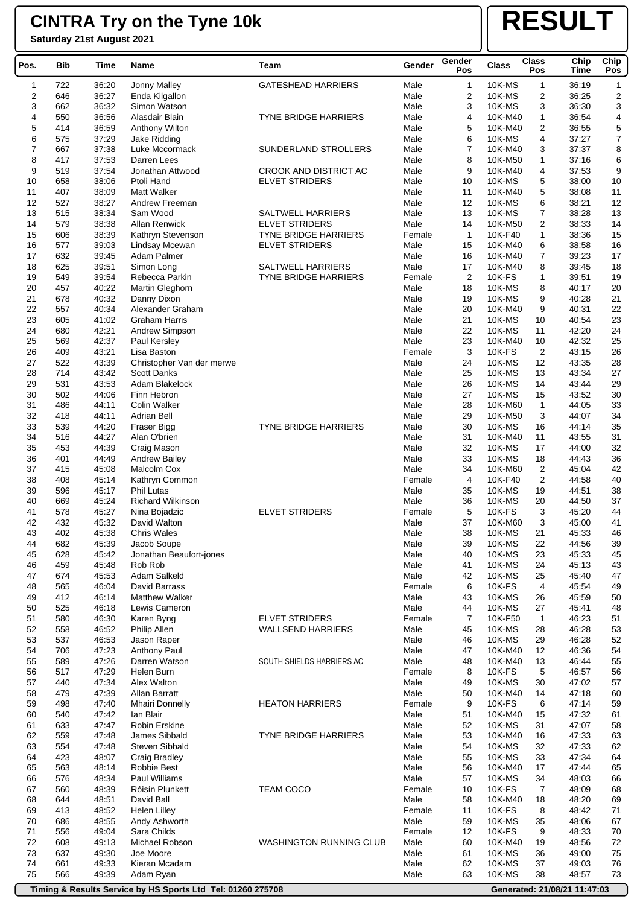# CINTRA Try on the Tyne 10k

**Saturday 21st August 2021**

# RESULT

| Pos. | Bib | Time | Name | Team | Gender | Gender Pos | Class | Class Pos | Chip Time | Chip Pos |
|---|---|---|---|---|---|---|---|---|---|---|
| 1 | 722 | 36:20 | Jonny Malley | GATESHEAD HARRIERS | Male | 1 | 10K-MS | 1 | 36:19 | 1 |
| 2 | 646 | 36:27 | Enda Kilgallon | | Male | 2 | 10K-MS | 2 | 36:25 | 2 |
| 3 | 662 | 36:32 | Simon Watson | | Male | 3 | 10K-MS | 3 | 36:30 | 3 |
| 4 | 550 | 36:56 | Alasdair Blain | TYNE BRIDGE HARRIERS | Male | 4 | 10K-M40 | 1 | 36:54 | 4 |
| 5 | 414 | 36:59 | Anthony Wilton | | Male | 5 | 10K-M40 | 2 | 36:55 | 5 |
| 6 | 575 | 37:29 | Jake Ridding | | Male | 6 | 10K-MS | 4 | 37:27 | 7 |
| 7 | 667 | 37:38 | Luke Mccormack | SUNDERLAND STROLLERS | Male | 7 | 10K-M40 | 3 | 37:37 | 8 |
| 8 | 417 | 37:53 | Darren Lees | | Male | 8 | 10K-M50 | 1 | 37:16 | 6 |
| 9 | 519 | 37:54 | Jonathan Attwood | CROOK AND DISTRICT AC | Male | 9 | 10K-M40 | 4 | 37:53 | 9 |
| 10 | 658 | 38:06 | Ptoli Hand | ELVET STRIDERS | Male | 10 | 10K-MS | 5 | 38:00 | 10 |
| 11 | 407 | 38:09 | Matt Walker | | Male | 11 | 10K-M40 | 5 | 38:08 | 11 |
| 12 | 527 | 38:27 | Andrew Freeman | | Male | 12 | 10K-MS | 6 | 38:21 | 12 |
| 13 | 515 | 38:34 | Sam Wood | SALTWELL HARRIERS | Male | 13 | 10K-MS | 7 | 38:28 | 13 |
| 14 | 579 | 38:38 | Allan Renwick | ELVET STRIDERS | Male | 14 | 10K-M50 | 2 | 38:33 | 14 |
| 15 | 606 | 38:39 | Kathryn Stevenson | TYNE BRIDGE HARRIERS | Female | 1 | 10K-F40 | 1 | 38:36 | 15 |
| 16 | 577 | 39:03 | Lindsay Mcewan | ELVET STRIDERS | Male | 15 | 10K-M40 | 6 | 38:58 | 16 |
| 17 | 632 | 39:45 | Adam Palmer | | Male | 16 | 10K-M40 | 7 | 39:23 | 17 |
| 18 | 625 | 39:51 | Simon Long | SALTWELL HARRIERS | Male | 17 | 10K-M40 | 8 | 39:45 | 18 |
| 19 | 549 | 39:54 | Rebecca Parkin | TYNE BRIDGE HARRIERS | Female | 2 | 10K-FS | 1 | 39:51 | 19 |
| 20 | 457 | 40:22 | Martin Gleghorn | | Male | 18 | 10K-MS | 8 | 40:17 | 20 |
| 21 | 678 | 40:32 | Danny Dixon | | Male | 19 | 10K-MS | 9 | 40:28 | 21 |
| 22 | 557 | 40:34 | Alexander Graham | | Male | 20 | 10K-M40 | 9 | 40:31 | 22 |
| 23 | 605 | 41:02 | Graham Harris | | Male | 21 | 10K-MS | 10 | 40:54 | 23 |
| 24 | 680 | 42:21 | Andrew Simpson | | Male | 22 | 10K-MS | 11 | 42:20 | 24 |
| 25 | 569 | 42:37 | Paul Kersley | | Male | 23 | 10K-M40 | 10 | 42:32 | 25 |
| 26 | 409 | 43:21 | Lisa Baston | | Female | 3 | 10K-FS | 2 | 43:15 | 26 |
| 27 | 522 | 43:39 | Christopher Van der merwe | | Male | 24 | 10K-MS | 12 | 43:35 | 28 |
| 28 | 714 | 43:42 | Scott Danks | | Male | 25 | 10K-MS | 13 | 43:34 | 27 |
| 29 | 531 | 43:53 | Adam Blakelock | | Male | 26 | 10K-MS | 14 | 43:44 | 29 |
| 30 | 502 | 44:06 | Finn Hebron | | Male | 27 | 10K-MS | 15 | 43:52 | 30 |
| 31 | 486 | 44:11 | Colin Walker | | Male | 28 | 10K-M60 | 1 | 44:05 | 33 |
| 32 | 418 | 44:11 | Adrian Bell | | Male | 29 | 10K-M50 | 3 | 44:07 | 34 |
| 33 | 539 | 44:20 | Fraser Bigg | TYNE BRIDGE HARRIERS | Male | 30 | 10K-MS | 16 | 44:14 | 35 |
| 34 | 516 | 44:27 | Alan O'brien | | Male | 31 | 10K-M40 | 11 | 43:55 | 31 |
| 35 | 453 | 44:39 | Craig Mason | | Male | 32 | 10K-MS | 17 | 44:00 | 32 |
| 36 | 401 | 44:49 | Andrew Bailey | | Male | 33 | 10K-MS | 18 | 44:43 | 36 |
| 37 | 415 | 45:08 | Malcolm Cox | | Male | 34 | 10K-M60 | 2 | 45:04 | 42 |
| 38 | 408 | 45:14 | Kathryn Common | | Female | 4 | 10K-F40 | 2 | 44:58 | 40 |
| 39 | 596 | 45:17 | Phil Lutas | | Male | 35 | 10K-MS | 19 | 44:51 | 38 |
| 40 | 669 | 45:24 | Richard Wilkinson | | Male | 36 | 10K-MS | 20 | 44:50 | 37 |
| 41 | 578 | 45:27 | Nina Bojadzic | ELVET STRIDERS | Female | 5 | 10K-FS | 3 | 45:20 | 44 |
| 42 | 432 | 45:32 | David Walton | | Male | 37 | 10K-M60 | 3 | 45:00 | 41 |
| 43 | 402 | 45:38 | Chris Wales | | Male | 38 | 10K-MS | 21 | 45:33 | 46 |
| 44 | 682 | 45:39 | Jacob Soupe | | Male | 39 | 10K-MS | 22 | 44:56 | 39 |
| 45 | 628 | 45:42 | Jonathan Beaufort-jones | | Male | 40 | 10K-MS | 23 | 45:33 | 45 |
| 46 | 459 | 45:48 | Rob Rob | | Male | 41 | 10K-MS | 24 | 45:13 | 43 |
| 47 | 674 | 45:53 | Adam Salkeld | | Male | 42 | 10K-MS | 25 | 45:40 | 47 |
| 48 | 565 | 46:04 | David Barrass | | Female | 6 | 10K-FS | 4 | 45:54 | 49 |
| 49 | 412 | 46:14 | Matthew Walker | | Male | 43 | 10K-MS | 26 | 45:59 | 50 |
| 50 | 525 | 46:18 | Lewis Cameron | | Male | 44 | 10K-MS | 27 | 45:41 | 48 |
| 51 | 580 | 46:30 | Karen Byng | ELVET STRIDERS | Female | 7 | 10K-F50 | 1 | 46:23 | 51 |
| 52 | 558 | 46:52 | Philip Allen | WALLSEND HARRIERS | Male | 45 | 10K-MS | 28 | 46:28 | 53 |
| 53 | 537 | 46:53 | Jason Raper | | Male | 46 | 10K-MS | 29 | 46:28 | 52 |
| 54 | 706 | 47:23 | Anthony Paul | | Male | 47 | 10K-M40 | 12 | 46:36 | 54 |
| 55 | 589 | 47:26 | Darren Watson | SOUTH SHIELDS HARRIERS AC | Male | 48 | 10K-M40 | 13 | 46:44 | 55 |
| 56 | 517 | 47:29 | Helen Burn | | Female | 8 | 10K-FS | 5 | 46:57 | 56 |
| 57 | 440 | 47:34 | Alex Walton | | Male | 49 | 10K-MS | 30 | 47:02 | 57 |
| 58 | 479 | 47:39 | Allan Barratt | | Male | 50 | 10K-M40 | 14 | 47:18 | 60 |
| 59 | 498 | 47:40 | Mhairi Donnelly | HEATON HARRIERS | Female | 9 | 10K-FS | 6 | 47:14 | 59 |
| 60 | 540 | 47:42 | Ian Blair | | Male | 51 | 10K-M40 | 15 | 47:32 | 61 |
| 61 | 633 | 47:47 | Robin Erskine | | Male | 52 | 10K-MS | 31 | 47:07 | 58 |
| 62 | 559 | 47:48 | James Sibbald | TYNE BRIDGE HARRIERS | Male | 53 | 10K-M40 | 16 | 47:33 | 63 |
| 63 | 554 | 47:48 | Steven Sibbald | | Male | 54 | 10K-MS | 32 | 47:33 | 62 |
| 64 | 423 | 48:07 | Craig Bradley | | Male | 55 | 10K-MS | 33 | 47:34 | 64 |
| 65 | 563 | 48:14 | Robbie Best | | Male | 56 | 10K-M40 | 17 | 47:44 | 65 |
| 66 | 576 | 48:34 | Paul Williams | | Male | 57 | 10K-MS | 34 | 48:03 | 66 |
| 67 | 560 | 48:39 | Róisín Plunkett | TEAM COCO | Female | 10 | 10K-FS | 7 | 48:09 | 68 |
| 68 | 644 | 48:51 | David Ball | | Male | 58 | 10K-M40 | 18 | 48:20 | 69 |
| 69 | 413 | 48:52 | Helen Lilley | | Female | 11 | 10K-FS | 8 | 48:42 | 71 |
| 70 | 686 | 48:55 | Andy Ashworth | | Male | 59 | 10K-MS | 35 | 48:06 | 67 |
| 71 | 556 | 49:04 | Sara Childs | | Female | 12 | 10K-FS | 9 | 48:33 | 70 |
| 72 | 608 | 49:13 | Michael Robson | WASHINGTON RUNNING CLUB | Male | 60 | 10K-M40 | 19 | 48:56 | 72 |
| 73 | 637 | 49:30 | Joe Moore | | Male | 61 | 10K-MS | 36 | 49:00 | 75 |
| 74 | 661 | 49:33 | Kieran Mcadam | | Male | 62 | 10K-MS | 37 | 49:03 | 76 |
| 75 | 566 | 49:39 | Adam Ryan | | Male | 63 | 10K-MS | 38 | 48:57 | 73 |

Timing & Results Service by HS Sports Ltd Tel: 01260 275708 — Generated: 21/08/21 11:47:03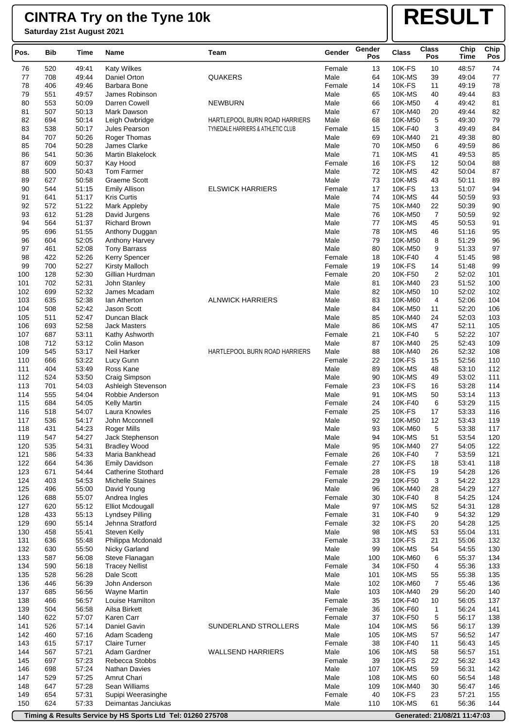# CINTRA Try on the Tyne 10k

**Saturday 21st August 2021**

**RESULT**

| Pos. | Bib | Time | Name | Team | Gender | Gender Pos | Class | Class Pos | Chip Time | Chip Pos |
|---|---|---|---|---|---|---|---|---|---|---|
| 76 | 520 | 49:41 | Katy Wilkes | | Female | 13 | 10K-FS | 10 | 48:57 | 74 |
| 77 | 708 | 49:44 | Daniel Orton | QUAKERS | Male | 64 | 10K-MS | 39 | 49:04 | 77 |
| 78 | 406 | 49:46 | Barbara Bone | | Female | 14 | 10K-FS | 11 | 49:19 | 78 |
| 79 | 551 | 49:57 | James Robinson | | Male | 65 | 10K-MS | 40 | 49:44 | 83 |
| 80 | 553 | 50:09 | Darren Cowell | NEWBURN | Male | 66 | 10K-M50 | 4 | 49:42 | 81 |
| 81 | 507 | 50:13 | Mark Dawson | | Male | 67 | 10K-M40 | 20 | 49:44 | 82 |
| 82 | 694 | 50:14 | Leigh Owbridge | HARTLEPOOL BURN ROAD HARRIERS | Male | 68 | 10K-M50 | 5 | 49:30 | 79 |
| 83 | 538 | 50:17 | Jules Pearson | TYNEDALE HARRIERS & ATHLETIC CLUB | Female | 15 | 10K-F40 | 3 | 49:49 | 84 |
| 84 | 707 | 50:26 | Roger Thomas | | Male | 69 | 10K-M40 | 21 | 49:38 | 80 |
| 85 | 704 | 50:28 | James Clarke | | Male | 70 | 10K-M50 | 6 | 49:59 | 86 |
| 86 | 541 | 50:36 | Martin Blakelock | | Male | 71 | 10K-MS | 41 | 49:53 | 85 |
| 87 | 609 | 50:37 | Kay Hood | | Female | 16 | 10K-FS | 12 | 50:04 | 88 |
| 88 | 500 | 50:43 | Tom Farmer | | Male | 72 | 10K-MS | 42 | 50:04 | 87 |
| 89 | 627 | 50:58 | Graeme Scott | | Male | 73 | 10K-MS | 43 | 50:11 | 89 |
| 90 | 544 | 51:15 | Emily Allison | ELSWICK HARRIERS | Female | 17 | 10K-FS | 13 | 51:07 | 94 |
| 91 | 641 | 51:17 | Kris Curtis | | Male | 74 | 10K-MS | 44 | 50:59 | 93 |
| 92 | 572 | 51:22 | Mark Appleby | | Male | 75 | 10K-M40 | 22 | 50:39 | 90 |
| 93 | 612 | 51:28 | David Jurgens | | Male | 76 | 10K-M50 | 7 | 50:59 | 92 |
| 94 | 564 | 51:37 | Richard Brown | | Male | 77 | 10K-MS | 45 | 50:53 | 91 |
| 95 | 696 | 51:55 | Anthony Duggan | | Male | 78 | 10K-MS | 46 | 51:16 | 95 |
| 96 | 604 | 52:05 | Anthony Harvey | | Male | 79 | 10K-M50 | 8 | 51:29 | 96 |
| 97 | 461 | 52:08 | Tony Barrass | | Male | 80 | 10K-M50 | 9 | 51:33 | 97 |
| 98 | 422 | 52:26 | Kerry Spencer | | Female | 18 | 10K-F40 | 4 | 51:45 | 98 |
| 99 | 700 | 52:27 | Kirsty Malloch | | Female | 19 | 10K-FS | 14 | 51:48 | 99 |
| 100 | 128 | 52:30 | Gillian Hurdman | | Female | 20 | 10K-F50 | 2 | 52:02 | 101 |
| 101 | 702 | 52:31 | John Stanley | | Male | 81 | 10K-M40 | 23 | 51:52 | 100 |
| 102 | 699 | 52:32 | James Mcadam | | Male | 82 | 10K-M50 | 10 | 52:02 | 102 |
| 103 | 635 | 52:38 | Ian Atherton | ALNWICK HARRIERS | Male | 83 | 10K-M60 | 4 | 52:06 | 104 |
| 104 | 508 | 52:42 | Jason Scott | | Male | 84 | 10K-M50 | 11 | 52:20 | 106 |
| 105 | 511 | 52:47 | Duncan Black | | Male | 85 | 10K-M40 | 24 | 52:03 | 103 |
| 106 | 693 | 52:58 | Jack Masters | | Male | 86 | 10K-MS | 47 | 52:11 | 105 |
| 107 | 687 | 53:11 | Kathy Ashworth | | Female | 21 | 10K-F40 | 5 | 52:22 | 107 |
| 108 | 712 | 53:12 | Colin Mason | | Male | 87 | 10K-M40 | 25 | 52:43 | 109 |
| 109 | 545 | 53:17 | Neil Harker | HARTLEPOOL BURN ROAD HARRIERS | Male | 88 | 10K-M40 | 26 | 52:32 | 108 |
| 110 | 666 | 53:22 | Lucy Gunn | | Female | 22 | 10K-FS | 15 | 52:56 | 110 |
| 111 | 404 | 53:49 | Ross Kane | | Male | 89 | 10K-MS | 48 | 53:10 | 112 |
| 112 | 524 | 53:50 | Craig Simpson | | Male | 90 | 10K-MS | 49 | 53:02 | 111 |
| 113 | 701 | 54:03 | Ashleigh Stevenson | | Female | 23 | 10K-FS | 16 | 53:28 | 114 |
| 114 | 555 | 54:04 | Robbie Anderson | | Male | 91 | 10K-MS | 50 | 53:14 | 113 |
| 115 | 684 | 54:05 | Kelly Martin | | Female | 24 | 10K-F40 | 6 | 53:29 | 115 |
| 116 | 518 | 54:07 | Laura Knowles | | Female | 25 | 10K-FS | 17 | 53:33 | 116 |
| 117 | 536 | 54:17 | John Mcconnell | | Male | 92 | 10K-M50 | 12 | 53:43 | 119 |
| 118 | 431 | 54:23 | Roger Mills | | Male | 93 | 10K-M60 | 5 | 53:38 | 117 |
| 119 | 547 | 54:27 | Jack Stephenson | | Male | 94 | 10K-MS | 51 | 53:54 | 120 |
| 120 | 535 | 54:31 | Bradley Wood | | Male | 95 | 10K-M40 | 27 | 54:05 | 122 |
| 121 | 586 | 54:33 | Maria Bankhead | | Female | 26 | 10K-F40 | 7 | 53:59 | 121 |
| 122 | 664 | 54:36 | Emily Davidson | | Female | 27 | 10K-FS | 18 | 53:41 | 118 |
| 123 | 671 | 54:44 | Catherine Stothard | | Female | 28 | 10K-FS | 19 | 54:28 | 126 |
| 124 | 403 | 54:53 | Michelle Staines | | Female | 29 | 10K-F50 | 3 | 54:22 | 123 |
| 125 | 496 | 55:00 | David Young | | Male | 96 | 10K-M40 | 28 | 54:29 | 127 |
| 126 | 688 | 55:07 | Andrea Ingles | | Female | 30 | 10K-F40 | 8 | 54:25 | 124 |
| 127 | 620 | 55:12 | Elliot Mcdougall | | Male | 97 | 10K-MS | 52 | 54:31 | 128 |
| 128 | 433 | 55:13 | Lyndsey Pilling | | Female | 31 | 10K-F40 | 9 | 54:32 | 129 |
| 129 | 690 | 55:14 | Jehnna Stratford | | Female | 32 | 10K-FS | 20 | 54:28 | 125 |
| 130 | 458 | 55:41 | Steven Kelly | | Male | 98 | 10K-MS | 53 | 55:04 | 131 |
| 131 | 636 | 55:48 | Philippa Mcdonald | | Female | 33 | 10K-FS | 21 | 55:06 | 132 |
| 132 | 630 | 55:50 | Nicky Garland | | Male | 99 | 10K-MS | 54 | 54:55 | 130 |
| 133 | 587 | 56:08 | Steve Flanagan | | Male | 100 | 10K-M60 | 6 | 55:37 | 134 |
| 134 | 590 | 56:18 | Tracey Nellist | | Female | 34 | 10K-F50 | 4 | 55:36 | 133 |
| 135 | 528 | 56:28 | Dale Scott | | Male | 101 | 10K-MS | 55 | 55:38 | 135 |
| 136 | 446 | 56:39 | John Anderson | | Male | 102 | 10K-M60 | 7 | 55:46 | 136 |
| 137 | 685 | 56:56 | Wayne Martin | | Male | 103 | 10K-M40 | 29 | 56:20 | 140 |
| 138 | 466 | 56:57 | Louise Hamilton | | Female | 35 | 10K-F40 | 10 | 56:05 | 137 |
| 139 | 504 | 56:58 | Ailsa Birkett | | Female | 36 | 10K-F60 | 1 | 56:24 | 141 |
| 140 | 622 | 57:07 | Karen Carr | | Female | 37 | 10K-F50 | 5 | 56:17 | 138 |
| 141 | 526 | 57:14 | Daniel Gavin | SUNDERLAND STROLLERS | Male | 104 | 10K-MS | 56 | 56:17 | 139 |
| 142 | 460 | 57:16 | Adam Scadeng | | Male | 105 | 10K-MS | 57 | 56:52 | 147 |
| 143 | 615 | 57:17 | Claire Turner | | Female | 38 | 10K-F40 | 11 | 56:43 | 145 |
| 144 | 567 | 57:21 | Adam Gardner | WALLSEND HARRIERS | Male | 106 | 10K-MS | 58 | 56:57 | 151 |
| 145 | 697 | 57:23 | Rebecca Stobbs | | Female | 39 | 10K-FS | 22 | 56:32 | 143 |
| 146 | 698 | 57:24 | Nathan Davies | | Male | 107 | 10K-MS | 59 | 56:31 | 142 |
| 147 | 529 | 57:25 | Amrut Chari | | Male | 108 | 10K-MS | 60 | 56:54 | 148 |
| 148 | 647 | 57:28 | Sean Williams | | Male | 109 | 10K-M40 | 30 | 56:47 | 146 |
| 149 | 654 | 57:31 | Supipi Weerasinghe | | Female | 40 | 10K-FS | 23 | 57:21 | 155 |
| 150 | 624 | 57:33 | Deimantas Janciukas | | Male | 110 | 10K-MS | 61 | 56:36 | 144 |

Timing & Results Service by HS Sports Ltd Tel: 01260 275708 | Generated: 21/08/21 11:47:03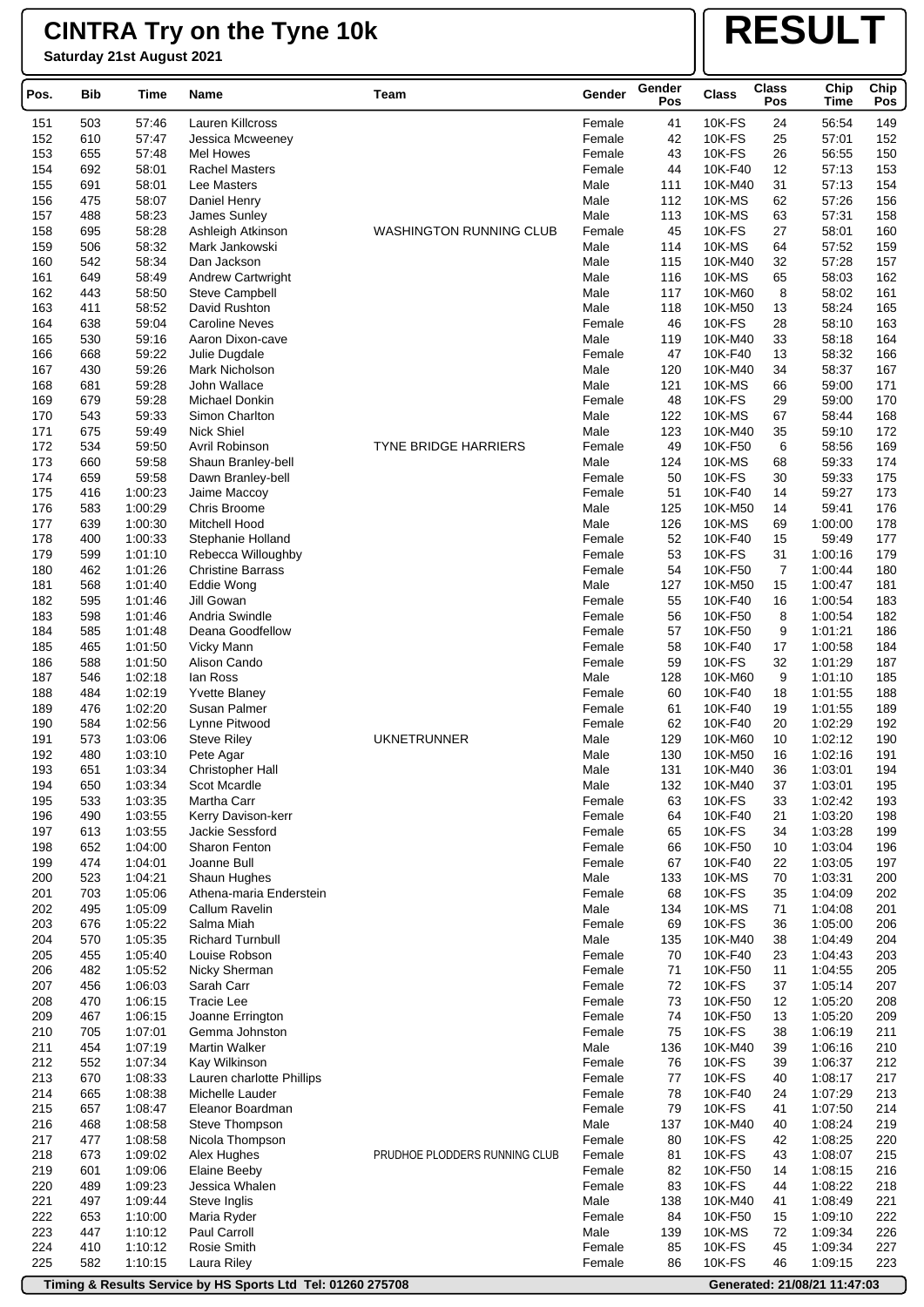# CINTRA Try on the Tyne 10k

**Saturday 21st August 2021**

# RESULT

| Pos. | Bib | Time | Name | Team | Gender | Gender Pos | Class | Class Pos | Chip Time | Chip Pos |
|---|---|---|---|---|---|---|---|---|---|---|
| 151 | 503 | 57:46 | Lauren Killcross | | Female | 41 | 10K-FS | 24 | 56:54 | 149 |
| 152 | 610 | 57:47 | Jessica Mcweeney | | Female | 42 | 10K-FS | 25 | 57:01 | 152 |
| 153 | 655 | 57:48 | Mel Howes | | Female | 43 | 10K-FS | 26 | 56:55 | 150 |
| 154 | 692 | 58:01 | Rachel Masters | | Female | 44 | 10K-F40 | 12 | 57:13 | 153 |
| 155 | 691 | 58:01 | Lee Masters | | Male | 111 | 10K-M40 | 31 | 57:13 | 154 |
| 156 | 475 | 58:07 | Daniel Henry | | Male | 112 | 10K-MS | 62 | 57:26 | 156 |
| 157 | 488 | 58:23 | James Sunley | | Male | 113 | 10K-MS | 63 | 57:31 | 158 |
| 158 | 695 | 58:28 | Ashleigh Atkinson | WASHINGTON RUNNING CLUB | Female | 45 | 10K-FS | 27 | 58:01 | 160 |
| 159 | 506 | 58:32 | Mark Jankowski | | Male | 114 | 10K-MS | 64 | 57:52 | 159 |
| 160 | 542 | 58:34 | Dan Jackson | | Male | 115 | 10K-M40 | 32 | 57:28 | 157 |
| 161 | 649 | 58:49 | Andrew Cartwright | | Male | 116 | 10K-MS | 65 | 58:03 | 162 |
| 162 | 443 | 58:50 | Steve Campbell | | Male | 117 | 10K-M60 | 8 | 58:02 | 161 |
| 163 | 411 | 58:52 | David Rushton | | Male | 118 | 10K-M50 | 13 | 58:24 | 165 |
| 164 | 638 | 59:04 | Caroline Neves | | Female | 46 | 10K-FS | 28 | 58:10 | 163 |
| 165 | 530 | 59:16 | Aaron Dixon-cave | | Male | 119 | 10K-M40 | 33 | 58:18 | 164 |
| 166 | 668 | 59:22 | Julie Dugdale | | Female | 47 | 10K-F40 | 13 | 58:32 | 166 |
| 167 | 430 | 59:26 | Mark Nicholson | | Male | 120 | 10K-M40 | 34 | 58:37 | 167 |
| 168 | 681 | 59:28 | John Wallace | | Male | 121 | 10K-MS | 66 | 59:00 | 171 |
| 169 | 679 | 59:28 | Michael Donkin | | Female | 48 | 10K-FS | 29 | 59:00 | 170 |
| 170 | 543 | 59:33 | Simon Charlton | | Male | 122 | 10K-MS | 67 | 58:44 | 168 |
| 171 | 675 | 59:49 | Nick Shiel | | Male | 123 | 10K-M40 | 35 | 59:10 | 172 |
| 172 | 534 | 59:50 | Avril Robinson | TYNE BRIDGE HARRIERS | Female | 49 | 10K-F50 | 6 | 58:56 | 169 |
| 173 | 660 | 59:58 | Shaun Branley-bell | | Male | 124 | 10K-MS | 68 | 59:33 | 174 |
| 174 | 659 | 59:58 | Dawn Branley-bell | | Female | 50 | 10K-FS | 30 | 59:33 | 175 |
| 175 | 416 | 1:00:23 | Jaime Maccoy | | Female | 51 | 10K-F40 | 14 | 59:27 | 173 |
| 176 | 583 | 1:00:29 | Chris Broome | | Male | 125 | 10K-M50 | 14 | 59:41 | 176 |
| 177 | 639 | 1:00:30 | Mitchell Hood | | Male | 126 | 10K-MS | 69 | 1:00:00 | 178 |
| 178 | 400 | 1:00:33 | Stephanie Holland | | Female | 52 | 10K-F40 | 15 | 59:49 | 177 |
| 179 | 599 | 1:01:10 | Rebecca Willoughby | | Female | 53 | 10K-FS | 31 | 1:00:16 | 179 |
| 180 | 462 | 1:01:26 | Christine Barrass | | Female | 54 | 10K-F50 | 7 | 1:00:44 | 180 |
| 181 | 568 | 1:01:40 | Eddie Wong | | Male | 127 | 10K-M50 | 15 | 1:00:47 | 181 |
| 182 | 595 | 1:01:46 | Jill Gowan | | Female | 55 | 10K-F40 | 16 | 1:00:54 | 183 |
| 183 | 598 | 1:01:46 | Andria Swindle | | Female | 56 | 10K-F50 | 8 | 1:00:54 | 182 |
| 184 | 585 | 1:01:48 | Deana Goodfellow | | Female | 57 | 10K-F50 | 9 | 1:01:21 | 186 |
| 185 | 465 | 1:01:50 | Vicky Mann | | Female | 58 | 10K-F40 | 17 | 1:00:58 | 184 |
| 186 | 588 | 1:01:50 | Alison Cando | | Female | 59 | 10K-FS | 32 | 1:01:29 | 187 |
| 187 | 546 | 1:02:18 | Ian Ross | | Male | 128 | 10K-M60 | 9 | 1:01:10 | 185 |
| 188 | 484 | 1:02:19 | Yvette Blaney | | Female | 60 | 10K-F40 | 18 | 1:01:55 | 188 |
| 189 | 476 | 1:02:20 | Susan Palmer | | Female | 61 | 10K-F40 | 19 | 1:01:55 | 189 |
| 190 | 584 | 1:02:56 | Lynne Pitwood | | Female | 62 | 10K-F40 | 20 | 1:02:29 | 192 |
| 191 | 573 | 1:03:06 | Steve Riley | UKNETRUNNER | Male | 129 | 10K-M60 | 10 | 1:02:12 | 190 |
| 192 | 480 | 1:03:10 | Pete Agar | | Male | 130 | 10K-M50 | 16 | 1:02:16 | 191 |
| 193 | 651 | 1:03:34 | Christopher Hall | | Male | 131 | 10K-M40 | 36 | 1:03:01 | 194 |
| 194 | 650 | 1:03:34 | Scot Mcardle | | Male | 132 | 10K-M40 | 37 | 1:03:01 | 195 |
| 195 | 533 | 1:03:35 | Martha Carr | | Female | 63 | 10K-FS | 33 | 1:02:42 | 193 |
| 196 | 490 | 1:03:55 | Kerry Davison-kerr | | Female | 64 | 10K-F40 | 21 | 1:03:20 | 198 |
| 197 | 613 | 1:03:55 | Jackie Sessford | | Female | 65 | 10K-FS | 34 | 1:03:28 | 199 |
| 198 | 652 | 1:04:00 | Sharon Fenton | | Female | 66 | 10K-F50 | 10 | 1:03:04 | 196 |
| 199 | 474 | 1:04:01 | Joanne Bull | | Female | 67 | 10K-F40 | 22 | 1:03:05 | 197 |
| 200 | 523 | 1:04:21 | Shaun Hughes | | Male | 133 | 10K-MS | 70 | 1:03:31 | 200 |
| 201 | 703 | 1:05:06 | Athena-maria Enderstein | | Female | 68 | 10K-FS | 35 | 1:04:09 | 202 |
| 202 | 495 | 1:05:09 | Callum Ravelin | | Male | 134 | 10K-MS | 71 | 1:04:08 | 201 |
| 203 | 676 | 1:05:22 | Salma Miah | | Female | 69 | 10K-FS | 36 | 1:05:00 | 206 |
| 204 | 570 | 1:05:35 | Richard Turnbull | | Male | 135 | 10K-M40 | 38 | 1:04:49 | 204 |
| 205 | 455 | 1:05:40 | Louise Robson | | Female | 70 | 10K-F40 | 23 | 1:04:43 | 203 |
| 206 | 482 | 1:05:52 | Nicky Sherman | | Female | 71 | 10K-F50 | 11 | 1:04:55 | 205 |
| 207 | 456 | 1:06:03 | Sarah Carr | | Female | 72 | 10K-FS | 37 | 1:05:14 | 207 |
| 208 | 470 | 1:06:15 | Tracie Lee | | Female | 73 | 10K-F50 | 12 | 1:05:20 | 208 |
| 209 | 467 | 1:06:15 | Joanne Errington | | Female | 74 | 10K-F50 | 13 | 1:05:20 | 209 |
| 210 | 705 | 1:07:01 | Gemma Johnston | | Female | 75 | 10K-FS | 38 | 1:06:19 | 211 |
| 211 | 454 | 1:07:19 | Martin Walker | | Male | 136 | 10K-M40 | 39 | 1:06:16 | 210 |
| 212 | 552 | 1:07:34 | Kay Wilkinson | | Female | 76 | 10K-FS | 39 | 1:06:37 | 212 |
| 213 | 670 | 1:08:33 | Lauren charlotte Phillips | | Female | 77 | 10K-FS | 40 | 1:08:17 | 217 |
| 214 | 665 | 1:08:38 | Michelle Lauder | | Female | 78 | 10K-F40 | 24 | 1:07:29 | 213 |
| 215 | 657 | 1:08:47 | Eleanor Boardman | | Female | 79 | 10K-FS | 41 | 1:07:50 | 214 |
| 216 | 468 | 1:08:58 | Steve Thompson | | Male | 137 | 10K-M40 | 40 | 1:08:24 | 219 |
| 217 | 477 | 1:08:58 | Nicola Thompson | | Female | 80 | 10K-FS | 42 | 1:08:25 | 220 |
| 218 | 673 | 1:09:02 | Alex Hughes | PRUDHOE PLODDERS RUNNING CLUB | Female | 81 | 10K-FS | 43 | 1:08:07 | 215 |
| 219 | 601 | 1:09:06 | Elaine Beeby | | Female | 82 | 10K-F50 | 14 | 1:08:15 | 216 |
| 220 | 489 | 1:09:23 | Jessica Whalen | | Female | 83 | 10K-FS | 44 | 1:08:22 | 218 |
| 221 | 497 | 1:09:44 | Steve Inglis | | Male | 138 | 10K-M40 | 41 | 1:08:49 | 221 |
| 222 | 653 | 1:10:00 | Maria Ryder | | Female | 84 | 10K-F50 | 15 | 1:09:10 | 222 |
| 223 | 447 | 1:10:12 | Paul Carroll | | Male | 139 | 10K-MS | 72 | 1:09:34 | 226 |
| 224 | 410 | 1:10:12 | Rosie Smith | | Female | 85 | 10K-FS | 45 | 1:09:34 | 227 |
| 225 | 582 | 1:10:15 | Laura Riley | | Female | 86 | 10K-FS | 46 | 1:09:15 | 223 |

**Timing & Results Service by HS Sports Ltd Tel: 01260 275708** **Generated: 21/08/21 11:47:03**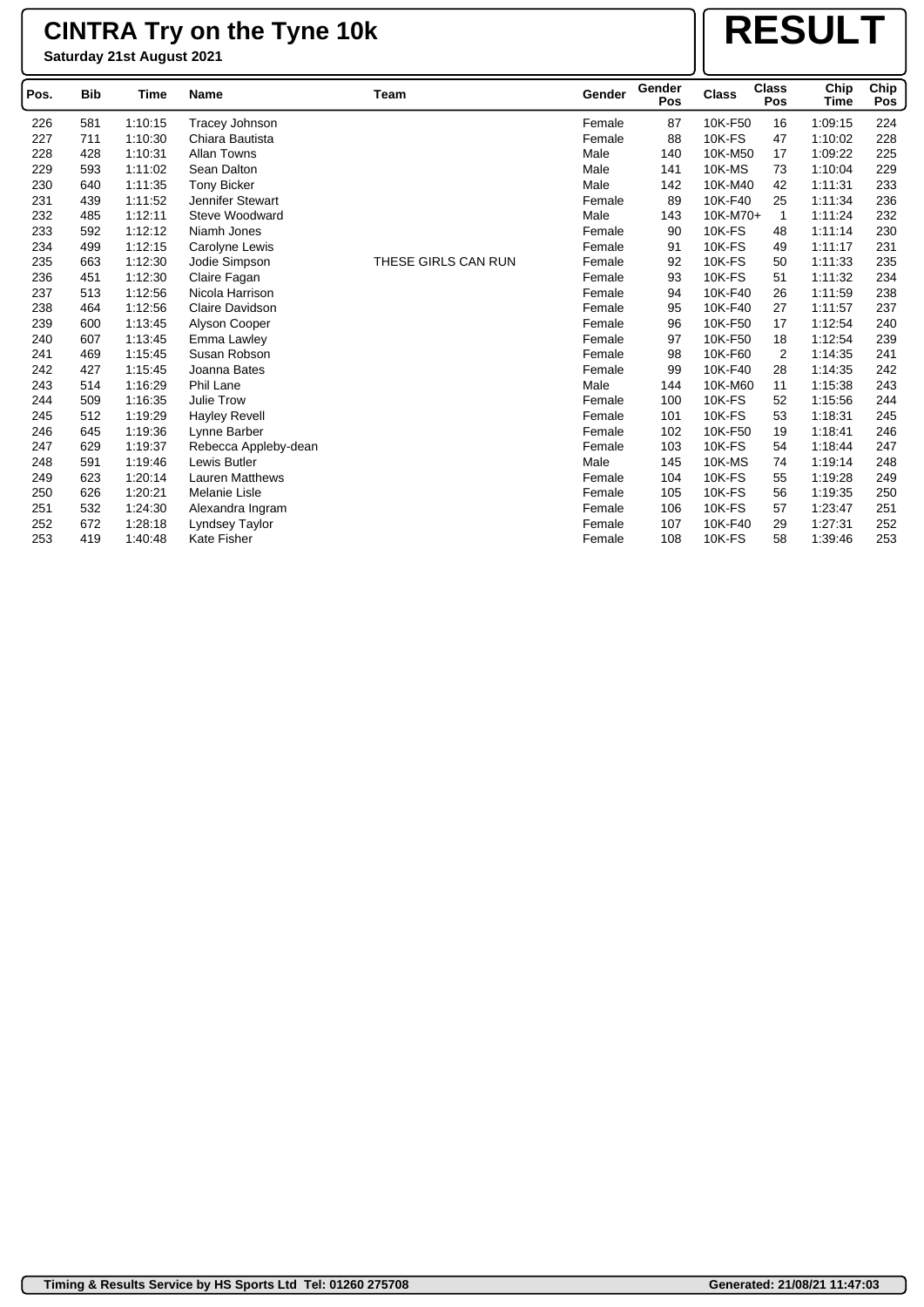# CINTRA Try on the Tyne 10k

**Saturday 21st August 2021**

**RESULT**

| Pos. | Bib | Time | Name | Team | Gender | Gender Pos | Class | Class Pos | Chip Time | Chip Pos |
|---|---|---|---|---|---|---|---|---|---|---|
| 226 | 581 | 1:10:15 | Tracey Johnson | | Female | 87 | 10K-F50 | 16 | 1:09:15 | 224 |
| 227 | 711 | 1:10:30 | Chiara Bautista | | Female | 88 | 10K-FS | 47 | 1:10:02 | 228 |
| 228 | 428 | 1:10:31 | Allan Towns | | Male | 140 | 10K-M50 | 17 | 1:09:22 | 225 |
| 229 | 593 | 1:11:02 | Sean Dalton | | Male | 141 | 10K-MS | 73 | 1:10:04 | 229 |
| 230 | 640 | 1:11:35 | Tony Bicker | | Male | 142 | 10K-M40 | 42 | 1:11:31 | 233 |
| 231 | 439 | 1:11:52 | Jennifer Stewart | | Female | 89 | 10K-F40 | 25 | 1:11:34 | 236 |
| 232 | 485 | 1:12:11 | Steve Woodward | | Male | 143 | 10K-M70+ | 1 | 1:11:24 | 232 |
| 233 | 592 | 1:12:12 | Niamh Jones | | Female | 90 | 10K-FS | 48 | 1:11:14 | 230 |
| 234 | 499 | 1:12:15 | Carolyne Lewis | | Female | 91 | 10K-FS | 49 | 1:11:17 | 231 |
| 235 | 663 | 1:12:30 | Jodie Simpson | THESE GIRLS CAN RUN | Female | 92 | 10K-FS | 50 | 1:11:33 | 235 |
| 236 | 451 | 1:12:30 | Claire Fagan | | Female | 93 | 10K-FS | 51 | 1:11:32 | 234 |
| 237 | 513 | 1:12:56 | Nicola Harrison | | Female | 94 | 10K-F40 | 26 | 1:11:59 | 238 |
| 238 | 464 | 1:12:56 | Claire Davidson | | Female | 95 | 10K-F40 | 27 | 1:11:57 | 237 |
| 239 | 600 | 1:13:45 | Alyson Cooper | | Female | 96 | 10K-F50 | 17 | 1:12:54 | 240 |
| 240 | 607 | 1:13:45 | Emma Lawley | | Female | 97 | 10K-F50 | 18 | 1:12:54 | 239 |
| 241 | 469 | 1:15:45 | Susan Robson | | Female | 98 | 10K-F60 | 2 | 1:14:35 | 241 |
| 242 | 427 | 1:15:45 | Joanna Bates | | Female | 99 | 10K-F40 | 28 | 1:14:35 | 242 |
| 243 | 514 | 1:16:29 | Phil Lane | | Male | 144 | 10K-M60 | 11 | 1:15:38 | 243 |
| 244 | 509 | 1:16:35 | Julie Trow | | Female | 100 | 10K-FS | 52 | 1:15:56 | 244 |
| 245 | 512 | 1:19:29 | Hayley Revell | | Female | 101 | 10K-FS | 53 | 1:18:31 | 245 |
| 246 | 645 | 1:19:36 | Lynne Barber | | Female | 102 | 10K-F50 | 19 | 1:18:41 | 246 |
| 247 | 629 | 1:19:37 | Rebecca Appleby-dean | | Female | 103 | 10K-FS | 54 | 1:18:44 | 247 |
| 248 | 591 | 1:19:46 | Lewis Butler | | Male | 145 | 10K-MS | 74 | 1:19:14 | 248 |
| 249 | 623 | 1:20:14 | Lauren Matthews | | Female | 104 | 10K-FS | 55 | 1:19:28 | 249 |
| 250 | 626 | 1:20:21 | Melanie Lisle | | Female | 105 | 10K-FS | 56 | 1:19:35 | 250 |
| 251 | 532 | 1:24:30 | Alexandra Ingram | | Female | 106 | 10K-FS | 57 | 1:23:47 | 251 |
| 252 | 672 | 1:28:18 | Lyndsey Taylor | | Female | 107 | 10K-F40 | 29 | 1:27:31 | 252 |
| 253 | 419 | 1:40:48 | Kate Fisher | | Female | 108 | 10K-FS | 58 | 1:39:46 | 253 |

**Timing & Results Service by HS Sports Ltd Tel: 01260 275708** **Generated: 21/08/21 11:47:03**